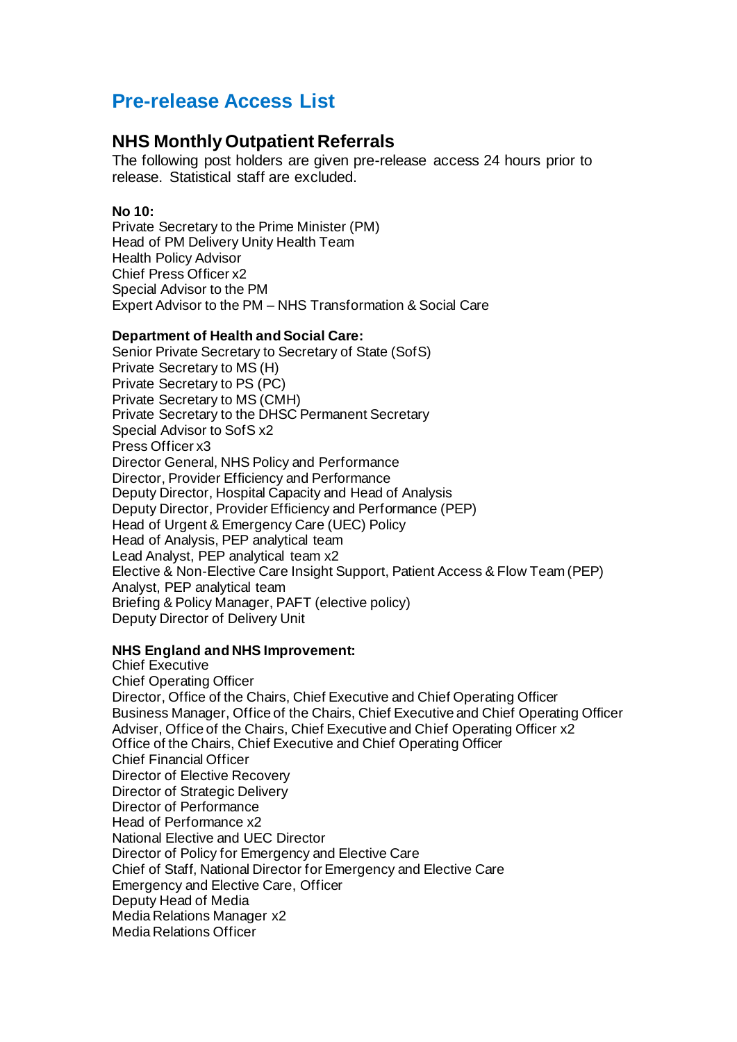# Pre-release Access List

## NHS Monthly Outpatient Referrals

The following post holders are given pre-release access 24 hours prior to release. Statistical staff are excluded.

**No 10:**

Private Secretary to the Prime Minister (PM)
Head of PM Delivery Unity Health Team
Health Policy Advisor
Chief Press Officer x2
Special Advisor to the PM
Expert Advisor to the PM – NHS Transformation & Social Care

**Department of Health and Social Care:**

Senior Private Secretary to Secretary of State (SofS)
Private Secretary to MS (H)
Private Secretary to PS (PC)
Private Secretary to MS (CMH)
Private Secretary to the DHSC Permanent Secretary
Special Advisor to SofS x2
Press Officer x3
Director General, NHS Policy and Performance
Director, Provider Efficiency and Performance
Deputy Director, Hospital Capacity and Head of Analysis
Deputy Director, Provider Efficiency and Performance (PEP)
Head of Urgent & Emergency Care (UEC) Policy
Head of Analysis, PEP analytical team
Lead Analyst, PEP analytical team x2
Elective & Non-Elective Care Insight Support, Patient Access & Flow Team (PEP)
Analyst, PEP analytical team
Briefing & Policy Manager, PAFT (elective policy)
Deputy Director of Delivery Unit

**NHS England and NHS Improvement:**

Chief Executive
Chief Operating Officer
Director, Office of the Chairs, Chief Executive and Chief Operating Officer
Business Manager, Office of the Chairs, Chief Executive and Chief Operating Officer
Adviser, Office of the Chairs, Chief Executive and Chief Operating Officer x2
Office of the Chairs, Chief Executive and Chief Operating Officer
Chief Financial Officer
Director of Elective Recovery
Director of Strategic Delivery
Director of Performance
Head of Performance x2
National Elective and UEC Director
Director of Policy for Emergency and Elective Care
Chief of Staff, National Director for Emergency and Elective Care
Emergency and Elective Care, Officer
Deputy Head of Media
Media Relations Manager x2
Media Relations Officer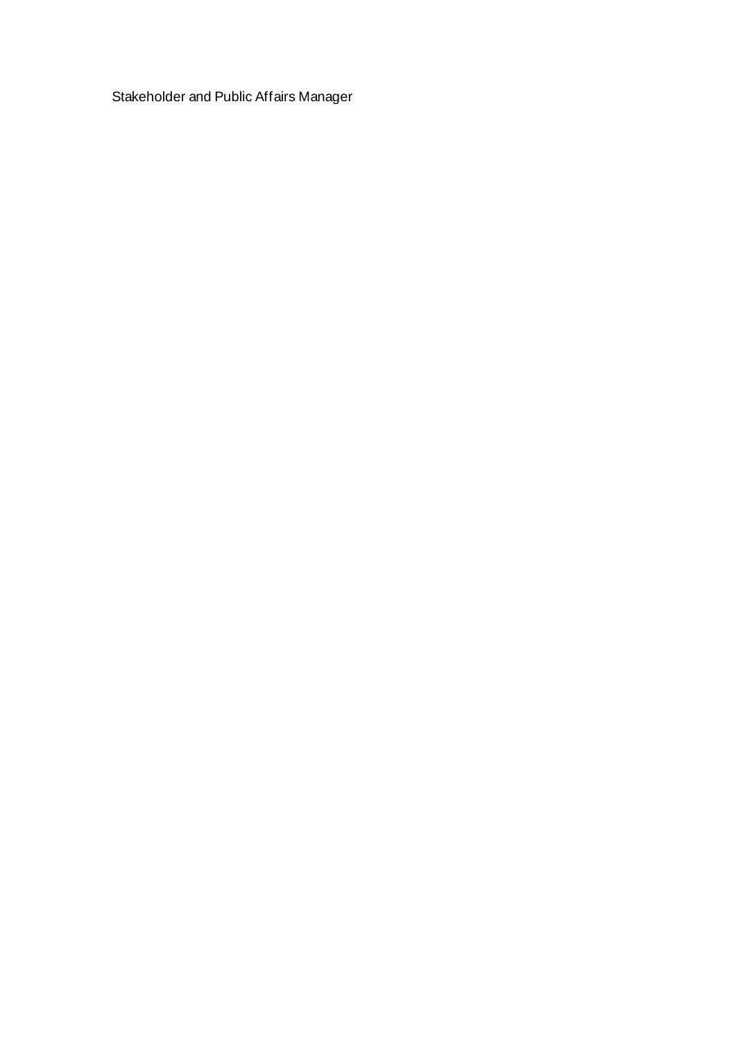Stakeholder and Public Affairs Manager